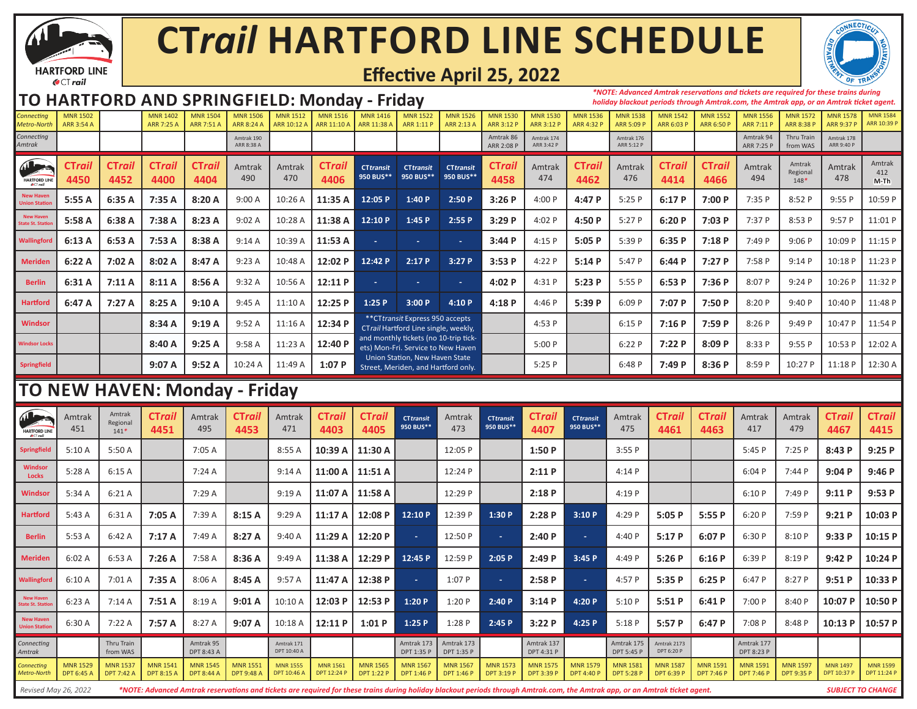# CT*rail* HARTFORD LINE SCHEDULE

## Effective April 25, 2022

## TO HARTFORD AND SPRINGFIELD: Monday - Friday

*NOTE: Advanced Amtrak reservations and tickets are required for these trains during holiday blackout periods through Amtrak.com, the Amtrak app, or an Amtrak ticket agent.

| Connecting Metro-North | MNR 1502 ARR 3:54 A | | MNR 1402 ARR 7:25 A | MNR 1504 ARR 7:51 A | MNR 1506 ARR 8:24 A | MNR 1512 ARR 10:12 A | MNR 1516 ARR 11:10 A | MNR 1416 ARR 11:38 A | MNR 1522 ARR 1:11 P | MNR 1526 ARR 2:13 A | MNR 1530 ARR 3:12 P | MNR 1530 ARR 3:12 P | MNR 1536 ARR 4:32 P | MNR 1538 ARR 5:09 P | MNR 1542 ARR 6:03 P | MNR 1552 ARR 6:50 P | MNR 1556 ARR 7:11 P | MNR 1572 ARR 8:38 P | MNR 1578 ARR 9:37 P | MNR 1584 ARR 10:39 P |
|---|---|---|---|---|---|---|---|---|---|---|---|---|---|---|---|---|---|---|---|---|
| Connecting Amtrak | | | | | Amtrak 190 ARR 8:38 A | | | | | | Amtrak 86 ARR 2:08 P | Amtrak 174 ARR 3:42 P | | Amtrak 176 ARR 5:12 P | | | Amtrak 94 ARR 7:25 P | Thru Train from WAS | Amtrak 178 ARR 9:40 P | |
| **HARTFORD LINE** | **CTrail 4450** | **CTrail 4452** | **CTrail 4400** | **CTrail 4404** | Amtrak 490 | Amtrak 470 | **CTrail 4406** | **CTtransit 950 BUS**** | **CTtransit 950 BUS**** | **CTtransit 950 BUS**** | **CTrail 4458** | Amtrak 474 | **CTrail 4462** | Amtrak 476 | **CTrail 4414** | **CTrail 4466** | Amtrak 494 | Amtrak Regional 148* | Amtrak 478 | Amtrak 412 M-Th |
| New Haven Union Station | **5:55 A** | **6:35 A** | **7:35 A** | **8:20 A** | 9:00 A | 10:26 A | **11:35 A** | **12:05 P** | **1:40 P** | **2:50 P** | **3:26 P** | 4:00 P | **4:47 P** | 5:25 P | **6:17 P** | **7:00 P** | 7:35 P | 8:52 P | 9:55 P | 10:59 P |
| New Haven State St. Station | **5:58 A** | **6:38 A** | **7:38 A** | **8:23 A** | 9:02 A | 10:28 A | **11:38 A** | **12:10 P** | **1:45 P** | **2:55 P** | **3:29 P** | 4:02 P | **4:50 P** | 5:27 P | **6:20 P** | **7:03 P** | 7:37 P | 8:53 P | 9:57 P | 11:01 P |
| Wallingford | **6:13 A** | **6:53 A** | **7:53 A** | **8:38 A** | 9:14 A | 10:39 A | **11:53 A** | - | - | - | **3:44 P** | 4:15 P | **5:05 P** | 5:39 P | **6:35 P** | **7:18 P** | 7:49 P | 9:06 P | 10:09 P | 11:15 P |
| Meriden | **6:22 A** | **7:02 A** | **8:02 A** | **8:47 A** | 9:23 A | 10:48 A | **12:02 P** | **12:42 P** | **2:17 P** | **3:27 P** | **3:53 P** | 4:22 P | **5:14 P** | 5:47 P | **6:44 P** | **7:27 P** | 7:58 P | 9:14 P | 10:18 P | 11:23 P |
| Berlin | **6:31 A** | **7:11 A** | **8:11 A** | **8:56 A** | 9:32 A | 10:56 A | **12:11 P** | - | - | - | **4:02 P** | 4:31 P | **5:23 P** | 5:55 P | **6:53 P** | **7:36 P** | 8:07 P | 9:24 P | 10:26 P | 11:32 P |
| Hartford | **6:47 A** | **7:27 A** | **8:25 A** | **9:10 A** | 9:45 A | 11:10 A | **12:25 P** | **1:25 P** | **3:00 P** | **4:10 P** | **4:18 P** | 4:46 P | **5:39 P** | 6:09 P | **7:07 P** | **7:50 P** | 8:20 P | 9:40 P | 10:40 P | 11:48 P |
| Windsor | | | **8:34 A** | **9:19 A** | 9:52 A | 11:16 A | **12:34 P** | **CTtransit Express 950 accepts CTrail Hartford Line single, weekly, and monthly tickets (no 10-trip tickets) Mon-Fri. Service to New Haven Union Station, New Haven State Street, Meriden, and Hartford only. | | | | 4:53 P | | 6:15 P | **7:16 P** | **7:59 P** | 8:26 P | 9:49 P | 10:47 P | 11:54 P |
| Windsor Locks | | | **8:40 A** | **9:25 A** | 9:58 A | 11:23 A | **12:40 P** | | | | | 5:00 P | | 6:22 P | **7:22 P** | **8:09 P** | 8:33 P | 9:55 P | 10:53 P | 12:02 A |
| Springfield | | | **9:07 A** | **9:52 A** | 10:24 A | 11:49 A | **1:07 P** | | | | | 5:25 P | | 6:48 P | **7:49 P** | **8:36 P** | 8:59 P | 10:27 P | 11:18 P | 12:30 A |

## TO NEW HAVEN: Monday - Friday

| **HARTFORD LINE** | Amtrak 451 | Amtrak Regional 141* | **CTrail 4451** | Amtrak 495 | **CTrail 4453** | Amtrak 471 | **CTrail 4403** | **CTrail 4405** | **CTtransit 950 BUS**** | Amtrak 473 | **CTtransit 950 BUS**** | **CTrail 4407** | **CTtransit 950 BUS**** | Amtrak 475 | **CTrail 4461** | **CTrail 4463** | Amtrak 417 | Amtrak 479 | **CTrail 4467** | **CTrail 4415** |
|---|---|---|---|---|---|---|---|---|---|---|---|---|---|---|---|---|---|---|---|---|
| Springfield | 5:10 A | 5:50 A | | 7:05 A | | 8:55 A | **10:39 A** | **11:30 A** | | 12:05 P | | **1:50 P** | | 3:55 P | | | 5:45 P | 7:25 P | **8:43 P** | **9:25 P** |
| Windsor Locks | 5:28 A | 6:15 A | | 7:24 A | | 9:14 A | **11:00 A** | **11:51 A** | | 12:24 P | | **2:11 P** | | 4:14 P | | | 6:04 P | 7:44 P | **9:04 P** | **9:46 P** |
| Windsor | 5:34 A | 6:21 A | | 7:29 A | | 9:19 A | **11:07 A** | **11:58 A** | | 12:29 P | | **2:18 P** | | 4:19 P | | | 6:10 P | 7:49 P | **9:11 P** | **9:53 P** |
| Hartford | 5:43 A | 6:31 A | **7:05 A** | 7:39 A | **8:15 A** | 9:29 A | **11:17 A** | **12:08 P** | **12:10 P** | 12:39 P | **1:30 P** | **2:28 P** | **3:10 P** | 4:29 P | **5:05 P** | **5:55 P** | 6:20 P | 7:59 P | **9:21 P** | **10:03 P** |
| Berlin | 5:53 A | 6:42 A | **7:17 A** | 7:49 A | **8:27 A** | 9:40 A | **11:29 A** | **12:20 P** | - | 12:50 P | - | **2:40 P** | - | 4:40 P | **5:17 P** | **6:07 P** | 6:30 P | 8:10 P | **9:33 P** | **10:15 P** |
| Meriden | 6:02 A | 6:53 A | **7:26 A** | 7:58 A | **8:36 A** | 9:49 A | **11:38 A** | **12:29 P** | **12:45 P** | 12:59 P | **2:05 P** | **2:49 P** | **3:45 P** | 4:49 P | **5:26 P** | **6:16 P** | 6:39 P | 8:19 P | **9:42 P** | **10:24 P** |
| Wallingford | 6:10 A | 7:01 A | **7:35 A** | 8:06 A | **8:45 A** | 9:57 A | **11:47 A** | **12:38 P** | - | 1:07 P | - | **2:58 P** | - | 4:57 P | **5:35 P** | **6:25 P** | 6:47 P | 8:27 P | **9:51 P** | **10:33 P** |
| New Haven State St. Station | 6:23 A | 7:14 A | **7:51 A** | 8:19 A | **9:01 A** | 10:10 A | **12:03 P** | **12:53 P** | **1:20 P** | 1:20 P | **2:40 P** | **3:14 P** | **4:20 P** | 5:10 P | **5:51 P** | **6:41 P** | 7:00 P | 8:40 P | **10:07 P** | **10:50 P** |
| New Haven Union Station | 6:30 A | 7:22 A | **7:57 A** | 8:27 A | **9:07 A** | 10:18 A | **12:11 P** | **1:01 P** | **1:25 P** | 1:28 P | **2:45 P** | **3:22 P** | **4:25 P** | 5:18 P | **5:57 P** | **6:47 P** | 7:08 P | 8:48 P | **10:13 P** | **10:57 P** |
| Connecting Amtrak | | Thru Train from WAS | | Amtrak 95 DPT 8:43 A | | Amtrak 171 DPT 10:40 A | | | Amtrak 173 DPT 1:35 P | Amtrak 173 DPT 1:35 P | | Amtrak 137 DPT 4:31 P | | Amtrak 175 DPT 5:45 P | Amtrak 2173 DPT 6:20 P | | Amtrak 177 DPT 8:23 P | | | |
| Connecting Metro-North | MNR 1529 DPT 6:45 A | MNR 1537 DPT 7:42 A | MNR 1541 DPT 8:15 A | MNR 1545 DPT 8:44 A | MNR 1551 DPT 9:48 A | MNR 1555 DPT 10:46 A | MNR 1561 DPT 12:24 P | MNR 1565 DPT 1:22 P | MNR 1567 DPT 1:46 P | MNR 1567 DPT 1:46 P | MNR 1573 DPT 3:19 P | MNR 1575 DPT 3:39 P | MNR 1579 DPT 4:40 P | MNR 1581 DPT 5:28 P | MNR 1587 DPT 6:39 P | MNR 1591 DPT 7:46 P | MNR 1591 DPT 7:46 P | MNR 1597 DPT 9:35 P | MNR 1497 DPT 10:37 P | MNR 1599 DPT 11:24 P |

Revised May 26, 2022

*NOTE: Advanced Amtrak reservations and tickets are required for these trains during holiday blackout periods through Amtrak.com, the Amtrak app, or an Amtrak ticket agent.

SUBJECT TO CHANGE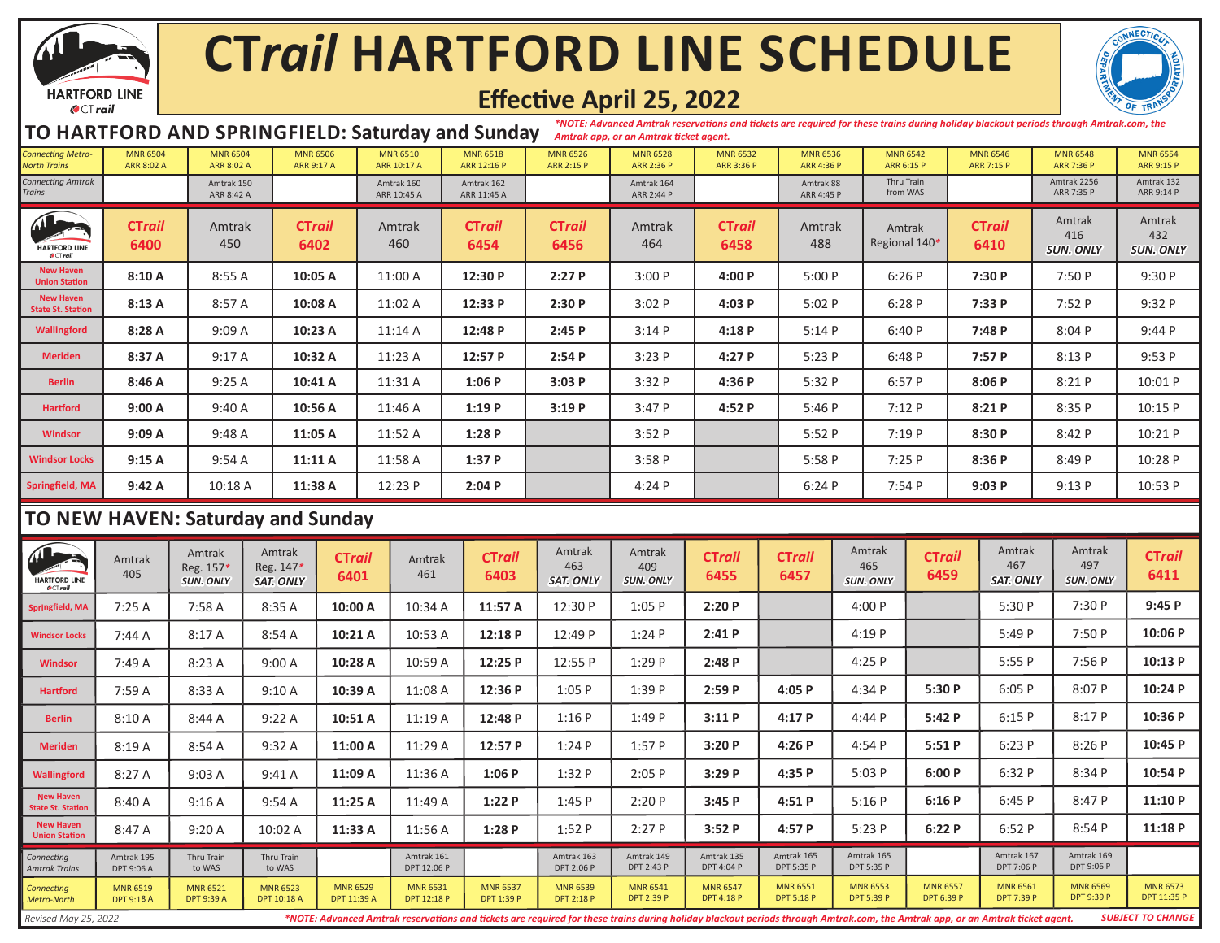# CTrail HARTFORD LINE SCHEDULE

## Effective April 25, 2022

## TO HARTFORD AND SPRINGFIELD: Saturday and Sunday

*\*NOTE: Advanced Amtrak reservations and tickets are required for these trains during holiday blackout periods through Amtrak.com, the Amtrak app, or an Amtrak ticket agent.*

| | | | | | | | | | | | | | |
|---|---|---|---|---|---|---|---|---|---|---|---|---|---|
| Connecting Metro-North Trains | MNR 6504 ARR 8:02 A | MNR 6504 ARR 8:02 A | MNR 6506 ARR 9:17 A | MNR 6510 ARR 10:17 A | MNR 6518 ARR 12:16 P | MNR 6526 ARR 2:15 P | MNR 6528 ARR 2:36 P | MNR 6532 ARR 3:36 P | MNR 6536 ARR 4:36 P | MNR 6542 ARR 6:15 P | MNR 6546 ARR 7:15 P | MNR 6548 ARR 7:36 P | MNR 6554 ARR 9:15 P |
| Connecting Amtrak Trains | | Amtrak 150 ARR 8:42 A | | Amtrak 160 ARR 10:45 A | Amtrak 162 ARR 11:45 A | | Amtrak 164 ARR 2:44 P | | Amtrak 88 ARR 4:45 P | Thru Train from WAS | | Amtrak 2256 ARR 7:35 P | Amtrak 132 ARR 9:14 P |
| HARTFORD LINE CTrail | **CTrail 6400** | Amtrak 450 | **CTrail 6402** | Amtrak 460 | **CTrail 6454** | **CTrail 6456** | Amtrak 464 | **CTrail 6458** | Amtrak 488 | Amtrak Regional 140* | **CTrail 6410** | Amtrak 416 *SUN. ONLY* | Amtrak 432 *SUN. ONLY* |
| New Haven Union Station | **8:10 A** | 8:55 A | **10:05 A** | 11:00 A | **12:30 P** | **2:27 P** | 3:00 P | **4:00 P** | 5:00 P | 6:26 P | **7:30 P** | 7:50 P | 9:30 P |
| New Haven State St. Station | **8:13 A** | 8:57 A | **10:08 A** | 11:02 A | **12:33 P** | **2:30 P** | 3:02 P | **4:03 P** | 5:02 P | 6:28 P | **7:33 P** | 7:52 P | 9:32 P |
| Wallingford | **8:28 A** | 9:09 A | **10:23 A** | 11:14 A | **12:48 P** | **2:45 P** | 3:14 P | **4:18 P** | 5:14 P | 6:40 P | **7:48 P** | 8:04 P | 9:44 P |
| Meriden | **8:37 A** | 9:17 A | **10:32 A** | 11:23 A | **12:57 P** | **2:54 P** | 3:23 P | **4:27 P** | 5:23 P | 6:48 P | **7:57 P** | 8:13 P | 9:53 P |
| Berlin | **8:46 A** | 9:25 A | **10:41 A** | 11:31 A | **1:06 P** | **3:03 P** | 3:32 P | **4:36 P** | 5:32 P | 6:57 P | **8:06 P** | 8:21 P | 10:01 P |
| Hartford | **9:00 A** | 9:40 A | **10:56 A** | 11:46 A | **1:19 P** | **3:19 P** | 3:47 P | **4:52 P** | 5:46 P | 7:12 P | **8:21 P** | 8:35 P | 10:15 P |
| Windsor | **9:09 A** | 9:48 A | **11:05 A** | 11:52 A | **1:28 P** | | 3:52 P | | 5:52 P | 7:19 P | **8:30 P** | 8:42 P | 10:21 P |
| Windsor Locks | **9:15 A** | 9:54 A | **11:11 A** | 11:58 A | **1:37 P** | | 3:58 P | | 5:58 P | 7:25 P | **8:36 P** | 8:49 P | 10:28 P |
| Springfield, MA | **9:42 A** | 10:18 A | **11:38 A** | 12:23 P | **2:04 P** | | 4:24 P | | 6:24 P | 7:54 P | **9:03 P** | 9:13 P | 10:53 P |

## TO NEW HAVEN: Saturday and Sunday

| HARTFORD LINE CTrail | Amtrak 405 | Amtrak Reg. 157* *SUN. ONLY* | Amtrak Reg. 147* *SAT. ONLY* | **CTrail 6401** | Amtrak 461 | **CTrail 6403** | Amtrak 463 *SAT. ONLY* | Amtrak 409 *SUN. ONLY* | **CTrail 6455** | **CTrail 6457** | Amtrak 465 *SUN. ONLY* | **CTrail 6459** | Amtrak 467 *SAT. ONLY* | Amtrak 497 *SUN. ONLY* | **CTrail 6411** |
|---|---|---|---|---|---|---|---|---|---|---|---|---|---|---|---|
| Springfield, MA | 7:25 A | 7:58 A | 8:35 A | **10:00 A** | 10:34 A | **11:57 A** | 12:30 P | 1:05 P | **2:20 P** | | 4:00 P | | 5:30 P | 7:30 P | **9:45 P** |
| Windsor Locks | 7:44 A | 8:17 A | 8:54 A | **10:21 A** | 10:53 A | **12:18 P** | 12:49 P | 1:24 P | **2:41 P** | | 4:19 P | | 5:49 P | 7:50 P | **10:06 P** |
| Windsor | 7:49 A | 8:23 A | 9:00 A | **10:28 A** | 10:59 A | **12:25 P** | 12:55 P | 1:29 P | **2:48 P** | | 4:25 P | | 5:55 P | 7:56 P | **10:13 P** |
| Hartford | 7:59 A | 8:33 A | 9:10 A | **10:39 A** | 11:08 A | **12:36 P** | 1:05 P | 1:39 P | **2:59 P** | **4:05 P** | 4:34 P | **5:30 P** | 6:05 P | 8:07 P | **10:24 P** |
| Berlin | 8:10 A | 8:44 A | 9:22 A | **10:51 A** | 11:19 A | **12:48 P** | 1:16 P | 1:49 P | **3:11 P** | **4:17 P** | 4:44 P | **5:42 P** | 6:15 P | 8:17 P | **10:36 P** |
| Meriden | 8:19 A | 8:54 A | 9:32 A | **11:00 A** | 11:29 A | **12:57 P** | 1:24 P | 1:57 P | **3:20 P** | **4:26 P** | 4:54 P | **5:51 P** | 6:23 P | 8:26 P | **10:45 P** |
| Wallingford | 8:27 A | 9:03 A | 9:41 A | **11:09 A** | 11:36 A | **1:06 P** | 1:32 P | 2:05 P | **3:29 P** | **4:35 P** | 5:03 P | **6:00 P** | 6:32 P | 8:34 P | **10:54 P** |
| New Haven State St. Station | 8:40 A | 9:16 A | 9:54 A | **11:25 A** | 11:49 A | **1:22 P** | 1:45 P | 2:20 P | **3:45 P** | **4:51 P** | 5:16 P | **6:16 P** | 6:45 P | 8:47 P | **11:10 P** |
| New Haven Union Station | 8:47 A | 9:20 A | 10:02 A | **11:33 A** | 11:56 A | **1:28 P** | 1:52 P | 2:27 P | **3:52 P** | **4:57 P** | 5:23 P | **6:22 P** | 6:52 P | 8:54 P | **11:18 P** |
| Connecting Amtrak Trains | Amtrak 195 DPT 9:06 A | Thru Train to WAS | Thru Train to WAS | | Amtrak 161 DPT 12:06 P | | Amtrak 163 DPT 2:06 P | Amtrak 149 DPT 2:43 P | Amtrak 135 DPT 4:04 P | Amtrak 165 DPT 5:35 P | Amtrak 165 DPT 5:35 P | | Amtrak 167 DPT 7:06 P | Amtrak 169 DPT 9:06 P | |
| Connecting Metro-North | MNR 6519 DPT 9:18 A | MNR 6521 DPT 9:39 A | MNR 6523 DPT 10:18 A | MNR 6529 DPT 11:39 A | MNR 6531 DPT 12:18 P | MNR 6537 DPT 1:39 P | MNR 6539 DPT 2:18 P | MNR 6541 DPT 2:39 P | MNR 6547 DPT 4:18 P | MNR 6551 DPT 5:18 P | MNR 6553 DPT 5:39 P | MNR 6557 DPT 6:39 P | MNR 6561 DPT 7:39 P | MNR 6569 DPT 9:39 P | MNR 6573 DPT 11:35 P |

*Revised May 25, 2022*

*\*NOTE: Advanced Amtrak reservations and tickets are required for these trains during holiday blackout periods through Amtrak.com, the Amtrak app, or an Amtrak ticket agent.*

*SUBJECT TO CHANGE*